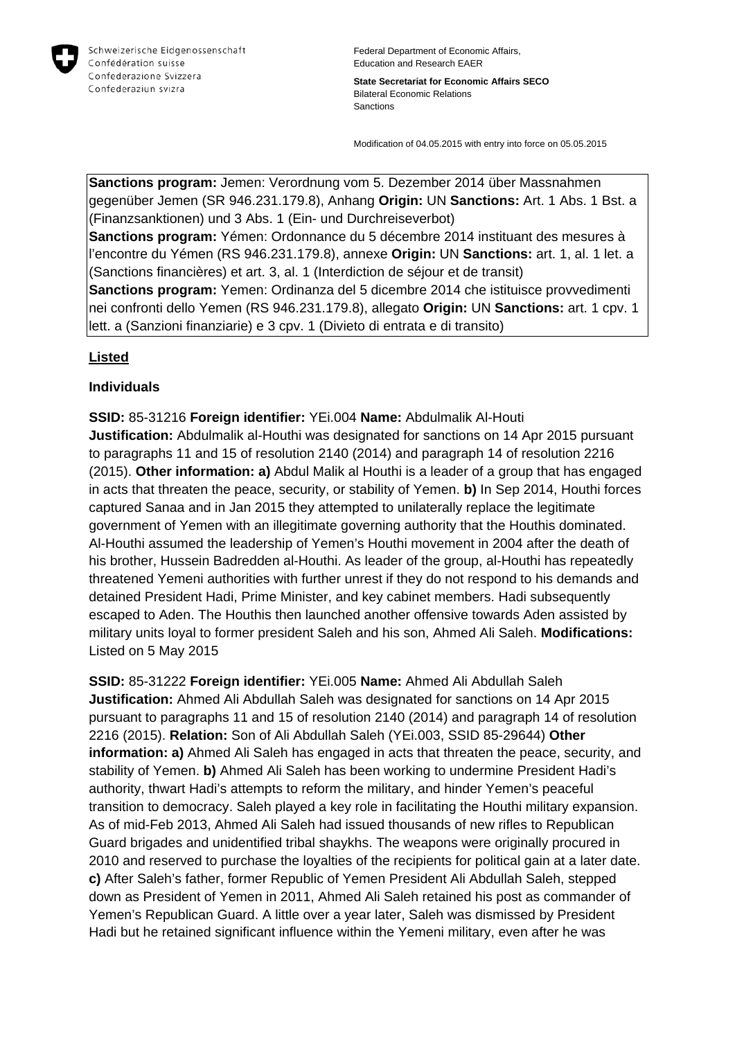Schweizerische Eidgenossenschaft
Confédération suisse
Confederazione Svizzera
Confederaziun svizra

Federal Department of Economic Affairs, Education and Research EAER

**State Secretariat for Economic Affairs SECO**
Bilateral Economic Relations
Sanctions

Modification of 04.05.2015 with entry into force on 05.05.2015

**Sanctions program:** Jemen: Verordnung vom 5. Dezember 2014 über Massnahmen gegenüber Jemen (SR 946.231.179.8), Anhang **Origin:** UN **Sanctions:** Art. 1 Abs. 1 Bst. a (Finanzsanktionen) und 3 Abs. 1 (Ein- und Durchreiseverbot)
**Sanctions program:** Yémen: Ordonnance du 5 décembre 2014 instituant des mesures à l'encontre du Yémen (RS 946.231.179.8), annexe **Origin:** UN **Sanctions:** art. 1, al. 1 let. a (Sanctions financières) et art. 3, al. 1 (Interdiction de séjour et de transit)
**Sanctions program:** Yemen: Ordinanza del 5 dicembre 2014 che istituisce provvedimenti nei confronti dello Yemen (RS 946.231.179.8), allegato **Origin:** UN **Sanctions:** art. 1 cpv. 1 lett. a (Sanzioni finanziarie) e 3 cpv. 1 (Divieto di entrata e di transito)

## Listed

### Individuals

**SSID:** 85-31216 **Foreign identifier:** YEi.004 **Name:** Abdulmalik Al-Houti
**Justification:** Abdulmalik al-Houthi was designated for sanctions on 14 Apr 2015 pursuant to paragraphs 11 and 15 of resolution 2140 (2014) and paragraph 14 of resolution 2216 (2015). **Other information: a)** Abdul Malik al Houthi is a leader of a group that has engaged in acts that threaten the peace, security, or stability of Yemen. **b)** In Sep 2014, Houthi forces captured Sanaa and in Jan 2015 they attempted to unilaterally replace the legitimate government of Yemen with an illegitimate governing authority that the Houthis dominated. Al-Houthi assumed the leadership of Yemen's Houthi movement in 2004 after the death of his brother, Hussein Badredden al-Houthi. As leader of the group, al-Houthi has repeatedly threatened Yemeni authorities with further unrest if they do not respond to his demands and detained President Hadi, Prime Minister, and key cabinet members. Hadi subsequently escaped to Aden. The Houthis then launched another offensive towards Aden assisted by military units loyal to former president Saleh and his son, Ahmed Ali Saleh. **Modifications:** Listed on 5 May 2015

**SSID:** 85-31222 **Foreign identifier:** YEi.005 **Name:** Ahmed Ali Abdullah Saleh
**Justification:** Ahmed Ali Abdullah Saleh was designated for sanctions on 14 Apr 2015 pursuant to paragraphs 11 and 15 of resolution 2140 (2014) and paragraph 14 of resolution 2216 (2015). **Relation:** Son of Ali Abdullah Saleh (YEi.003, SSID 85-29644) **Other information: a)** Ahmed Ali Saleh has engaged in acts that threaten the peace, security, and stability of Yemen. **b)** Ahmed Ali Saleh has been working to undermine President Hadi's authority, thwart Hadi's attempts to reform the military, and hinder Yemen's peaceful transition to democracy. Saleh played a key role in facilitating the Houthi military expansion. As of mid-Feb 2013, Ahmed Ali Saleh had issued thousands of new rifles to Republican Guard brigades and unidentified tribal shaykhs. The weapons were originally procured in 2010 and reserved to purchase the loyalties of the recipients for political gain at a later date. **c)** After Saleh's father, former Republic of Yemen President Ali Abdullah Saleh, stepped down as President of Yemen in 2011, Ahmed Ali Saleh retained his post as commander of Yemen's Republican Guard. A little over a year later, Saleh was dismissed by President Hadi but he retained significant influence within the Yemeni military, even after he was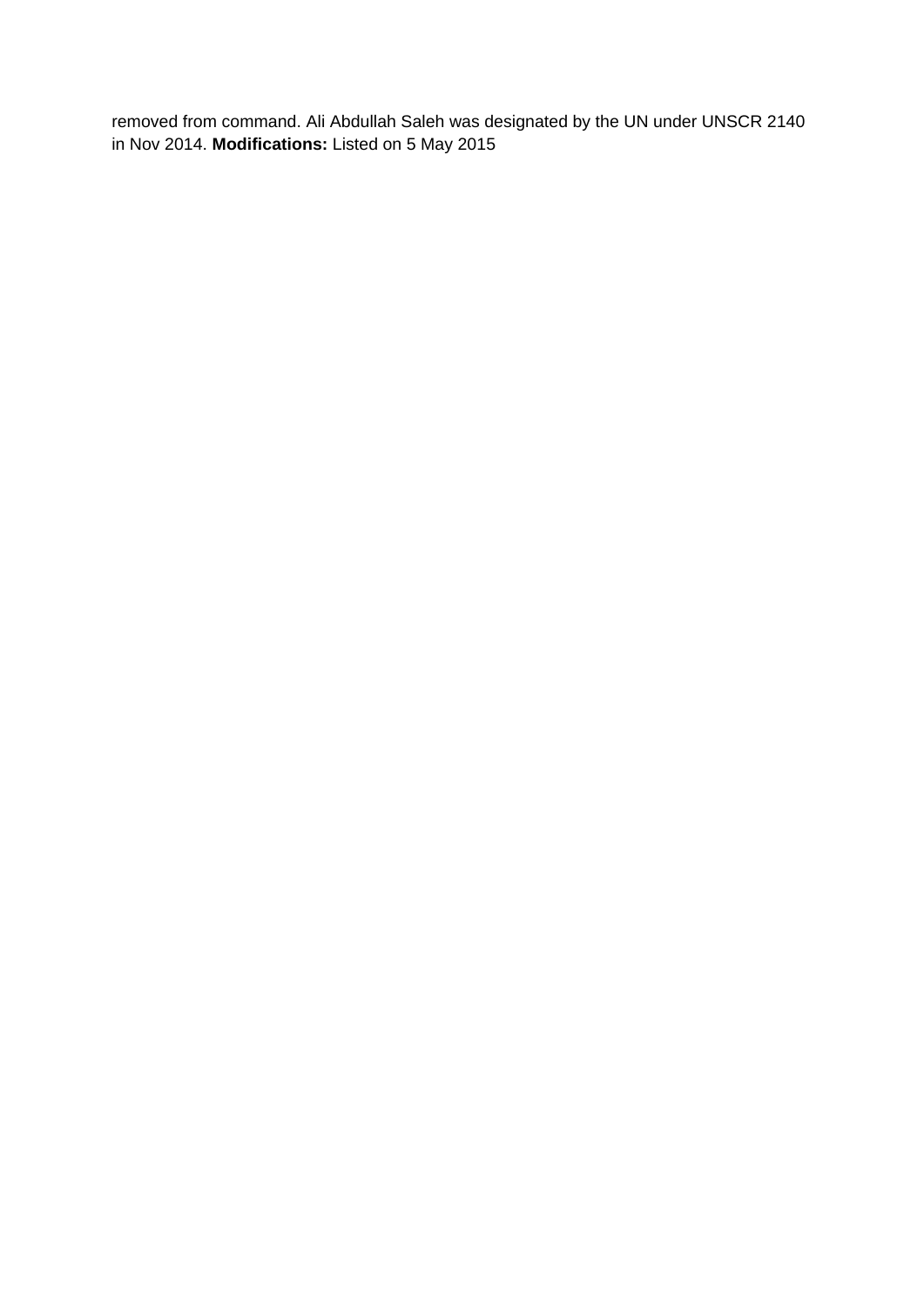removed from command. Ali Abdullah Saleh was designated by the UN under UNSCR 2140 in Nov 2014. **Modifications:** Listed on 5 May 2015